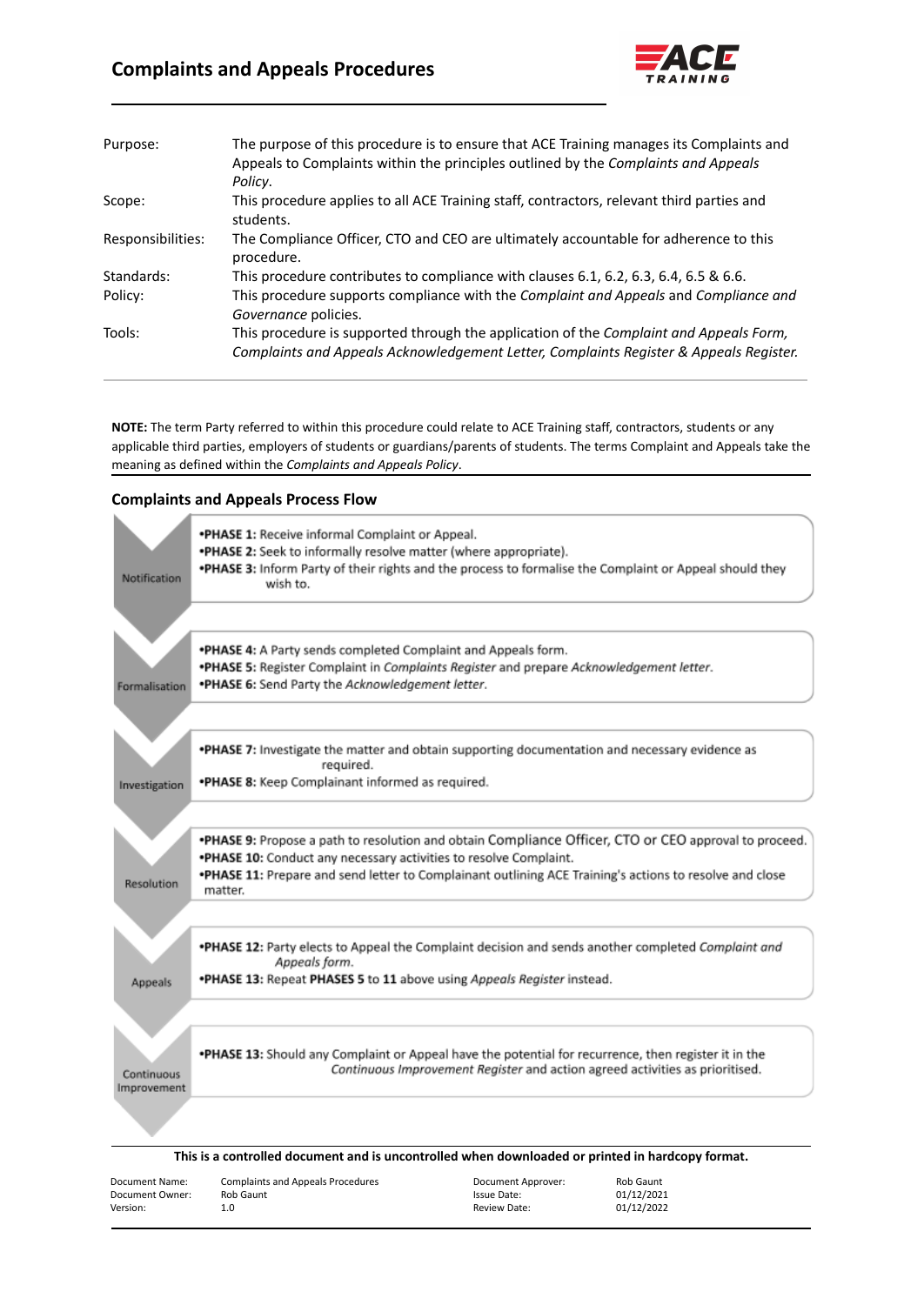# Complaints and Appeals Procedures

| | |
|---|---|
| Purpose: | The purpose of this procedure is to ensure that ACE Training manages its Complaints and Appeals to Complaints within the principles outlined by the *Complaints and Appeals Policy*. |
| Scope: | This procedure applies to all ACE Training staff, contractors, relevant third parties and students. |
| Responsibilities: | The Compliance Officer, CTO and CEO are ultimately accountable for adherence to this procedure. |
| Standards: | This procedure contributes to compliance with clauses 6.1, 6.2, 6.3, 6.4, 6.5 & 6.6. |
| Policy: | This procedure supports compliance with the *Complaint and Appeals* and *Compliance and Governance* policies. |
| Tools: | This procedure is supported through the application of the *Complaint and Appeals Form, Complaints and Appeals Acknowledgement Letter, Complaints Register & Appeals Register.* |

**NOTE:** The term Party referred to within this procedure could relate to ACE Training staff, contractors, students or any applicable third parties, employers of students or guardians/parents of students. The terms Complaint and Appeals take the meaning as defined within the *Complaints and Appeals Policy*.

## Complaints and Appeals Process Flow

**Notification**

- **PHASE 1:** Receive informal Complaint or Appeal.
- **PHASE 2:** Seek to informally resolve matter (where appropriate).
- **PHASE 3:** Inform Party of their rights and the process to formalise the Complaint or Appeal should they wish to.

**Formalisation**

- **PHASE 4:** A Party sends completed Complaint and Appeals form.
- **PHASE 5:** Register Complaint in *Complaints Register* and prepare *Acknowledgement letter*.
- **PHASE 6:** Send Party the *Acknowledgement letter*.

**Investigation**

- **PHASE 7:** Investigate the matter and obtain supporting documentation and necessary evidence as required.
- **PHASE 8:** Keep Complainant informed as required.

**Resolution**

- **PHASE 9:** Propose a path to resolution and obtain Compliance Officer, CTO or CEO approval to proceed.
- **PHASE 10:** Conduct any necessary activities to resolve Complaint.
- **PHASE 11:** Prepare and send letter to Complainant outlining ACE Training's actions to resolve and close matter.

**Appeals**

- **PHASE 12:** Party elects to Appeal the Complaint decision and sends another completed *Complaint and Appeals form*.
- **PHASE 13:** Repeat **PHASES 5** to **11** above using *Appeals Register* instead.

**Continuous Improvement**

- **PHASE 13:** Should any Complaint or Appeal have the potential for recurrence, then register it in the *Continuous Improvement Register* and action agreed activities as prioritised.

**This is a controlled document and is uncontrolled when downloaded or printed in hardcopy format.**

| | | | |
|---|---|---|---|
| Document Name: | Complaints and Appeals Procedures | Document Approver: | Rob Gaunt |
| Document Owner: | Rob Gaunt | Issue Date: | 01/12/2021 |
| Version: | 1.0 | Review Date: | 01/12/2022 |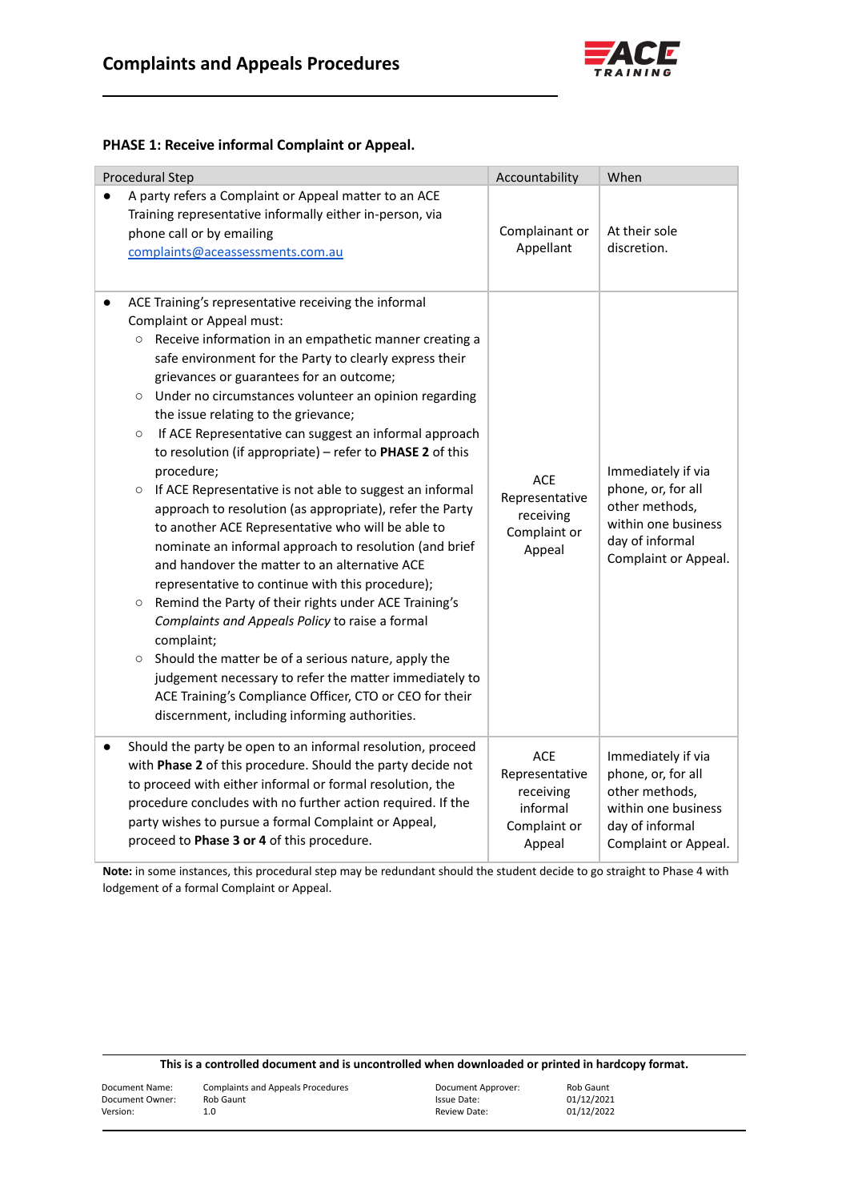**PHASE 1: Receive informal Complaint or Appeal.**

| Procedural Step | Accountability | When |
|---|---|---|
| • A party refers a Complaint or Appeal matter to an ACE Training representative informally either in-person, via phone call or by emailing complaints@aceassessments.com.au | Complainant or Appellant | At their sole discretion. |
| • ACE Training's representative receiving the informal Complaint or Appeal must:<br>○ Receive information in an empathetic manner creating a safe environment for the Party to clearly express their grievances or guarantees for an outcome;<br>○ Under no circumstances volunteer an opinion regarding the issue relating to the grievance;<br>○ If ACE Representative can suggest an informal approach to resolution (if appropriate) – refer to **PHASE 2** of this procedure;<br>○ If ACE Representative is not able to suggest an informal approach to resolution (as appropriate), refer the Party to another ACE Representative who will be able to nominate an informal approach to resolution (and brief and handover the matter to an alternative ACE representative to continue with this procedure);<br>○ Remind the Party of their rights under ACE Training's *Complaints and Appeals Policy* to raise a formal complaint;<br>○ Should the matter be of a serious nature, apply the judgement necessary to refer the matter immediately to ACE Training's Compliance Officer, CTO or CEO for their discernment, including informing authorities. | ACE Representative receiving Complaint or Appeal | Immediately if via phone, or, for all other methods, within one business day of informal Complaint or Appeal. |
| • Should the party be open to an informal resolution, proceed with **Phase 2** of this procedure. Should the party decide not to proceed with either informal or formal resolution, the procedure concludes with no further action required. If the party wishes to pursue a formal Complaint or Appeal, proceed to **Phase 3 or 4** of this procedure. | ACE Representative receiving informal Complaint or Appeal | Immediately if via phone, or, for all other methods, within one business day of informal Complaint or Appeal. |

**Note:** in some instances, this procedural step may be redundant should the student decide to go straight to Phase 4 with lodgement of a formal Complaint or Appeal.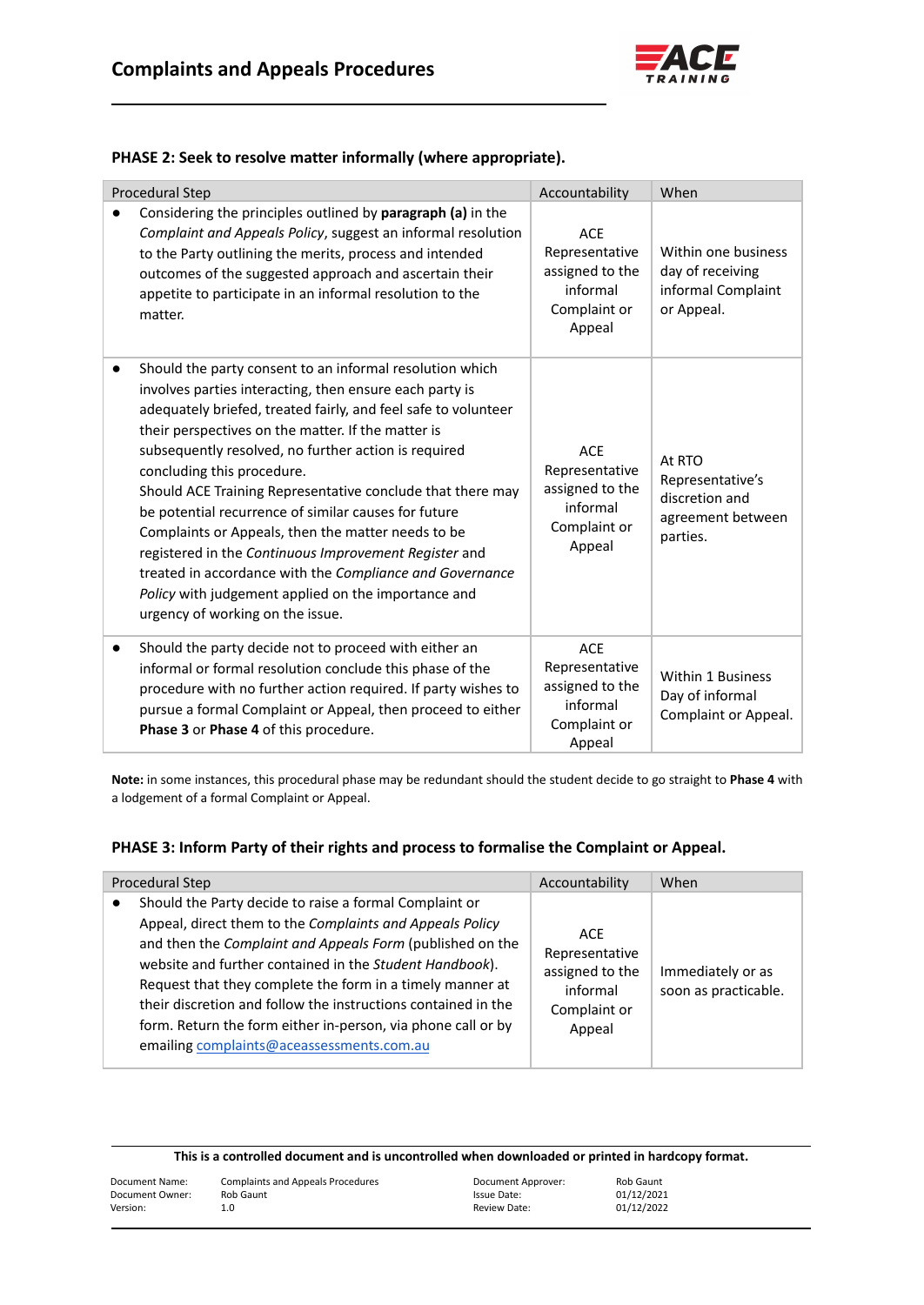### PHASE 2: Seek to resolve matter informally (where appropriate).

| Procedural Step | Accountability | When |
| --- | --- | --- |
| • Considering the principles outlined by **paragraph (a)** in the *Complaint and Appeals Policy*, suggest an informal resolution to the Party outlining the merits, process and intended outcomes of the suggested approach and ascertain their appetite to participate in an informal resolution to the matter. | ACE Representative assigned to the informal Complaint or Appeal | Within one business day of receiving informal Complaint or Appeal. |
| • Should the party consent to an informal resolution which involves parties interacting, then ensure each party is adequately briefed, treated fairly, and feel safe to volunteer their perspectives on the matter. If the matter is subsequently resolved, no further action is required concluding this procedure. Should ACE Training Representative conclude that there may be potential recurrence of similar causes for future Complaints or Appeals, then the matter needs to be registered in the *Continuous Improvement Register* and treated in accordance with the *Compliance and Governance Policy* with judgement applied on the importance and urgency of working on the issue. | ACE Representative assigned to the informal Complaint or Appeal | At RTO Representative's discretion and agreement between parties. |
| • Should the party decide not to proceed with either an informal or formal resolution conclude this phase of the procedure with no further action required. If party wishes to pursue a formal Complaint or Appeal, then proceed to either **Phase 3** or **Phase 4** of this procedure. | ACE Representative assigned to the informal Complaint or Appeal | Within 1 Business Day of informal Complaint or Appeal. |

**Note:** in some instances, this procedural phase may be redundant should the student decide to go straight to **Phase 4** with a lodgement of a formal Complaint or Appeal.

### PHASE 3: Inform Party of their rights and process to formalise the Complaint or Appeal.

| Procedural Step | Accountability | When |
| --- | --- | --- |
| • Should the Party decide to raise a formal Complaint or Appeal, direct them to the *Complaints and Appeals Policy* and then the *Complaint and Appeals Form* (published on the website and further contained in the *Student Handbook*). Request that they complete the form in a timely manner at their discretion and follow the instructions contained in the form. Return the form either in-person, via phone call or by emailing complaints@aceassessments.com.au | ACE Representative assigned to the informal Complaint or Appeal | Immediately or as soon as practicable. |

**This is a controlled document and is uncontrolled when downloaded or printed in hardcopy format.**

| | | | |
| --- | --- | --- | --- |
| Document Name: | Complaints and Appeals Procedures | Document Approver: | Rob Gaunt |
| Document Owner: | Rob Gaunt | Issue Date: | 01/12/2021 |
| Version: | 1.0 | Review Date: | 01/12/2022 |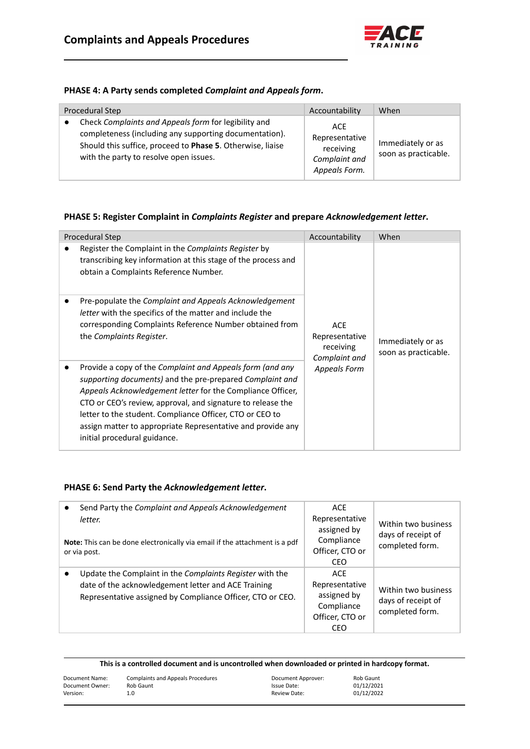### PHASE 4: A Party sends completed *Complaint and Appeals form*.

| Procedural Step | Accountability | When |
|---|---|---|
| ● Check *Complaints and Appeals form* for legibility and completeness (including any supporting documentation). Should this suffice, proceed to **Phase 5**. Otherwise, liaise with the party to resolve open issues. | ACE Representative receiving *Complaint and Appeals Form.* | Immediately or as soon as practicable. |

### PHASE 5: Register Complaint in *Complaints Register* and prepare *Acknowledgement letter*.

| Procedural Step | Accountability | When |
|---|---|---|
| ● Register the Complaint in the *Complaints Register* by transcribing key information at this stage of the process and obtain a Complaints Reference Number. | ACE Representative receiving *Complaint and Appeals Form* | Immediately or as soon as practicable. |
| ● Pre-populate the *Complaint and Appeals Acknowledgement letter* with the specifics of the matter and include the corresponding Complaints Reference Number obtained from the *Complaints Register*. | | |
| ● Provide a copy of the *Complaint and Appeals form (and any supporting documents)* and the pre-prepared *Complaint and Appeals Acknowledgement letter* for the Compliance Officer, CTO or CEO's review, approval, and signature to release the letter to the student. Compliance Officer, CTO or CEO to assign matter to appropriate Representative and provide any initial procedural guidance. | | |

### PHASE 6: Send Party the *Acknowledgement letter*.

| | | |
|---|---|---|
| ● Send Party the *Complaint and Appeals Acknowledgement letter.*<br><br>**Note:** This can be done electronically via email if the attachment is a pdf or via post. | ACE Representative assigned by Compliance Officer, CTO or CEO | Within two business days of receipt of completed form. |
| ● Update the Complaint in the *Complaints Register* with the date of the acknowledgement letter and ACE Training Representative assigned by Compliance Officer, CTO or CEO. | ACE Representative assigned by Compliance Officer, CTO or CEO | Within two business days of receipt of completed form. |

**This is a controlled document and is uncontrolled when downloaded or printed in hardcopy format.**

| | | | |
|---|---|---|---|
| Document Name: | Complaints and Appeals Procedures | Document Approver: | Rob Gaunt |
| Document Owner: | Rob Gaunt | Issue Date: | 01/12/2021 |
| Version: | 1.0 | Review Date: | 01/12/2022 |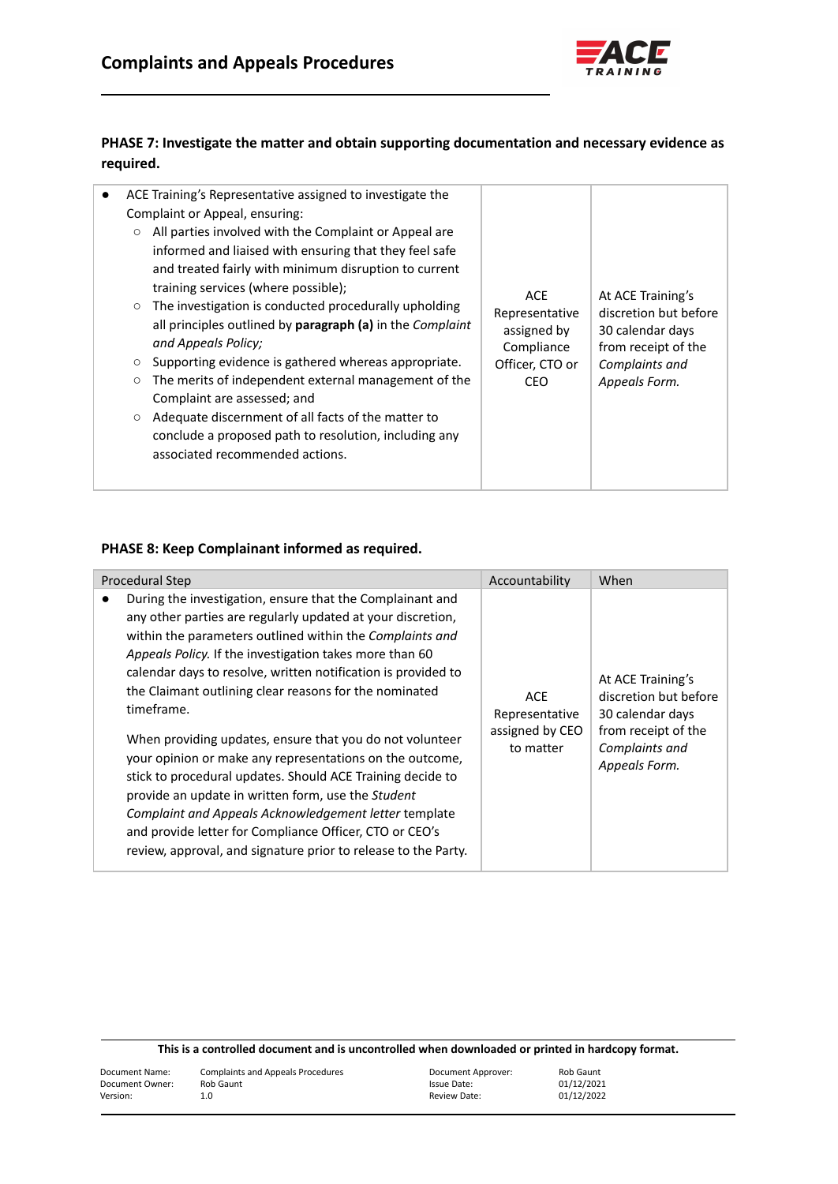**PHASE 7: Investigate the matter and obtain supporting documentation and necessary evidence as required.**

| | | |
|---|---|---|
| <ul><li>ACE Training's Representative assigned to investigate the Complaint or Appeal, ensuring:<ul><li>All parties involved with the Complaint or Appeal are informed and liaised with ensuring that they feel safe and treated fairly with minimum disruption to current training services (where possible);</li><li>The investigation is conducted procedurally upholding all principles outlined by **paragraph (a)** in the *Complaint and Appeals Policy;*</li><li>Supporting evidence is gathered whereas appropriate.</li><li>The merits of independent external management of the Complaint are assessed; and</li><li>Adequate discernment of all facts of the matter to conclude a proposed path to resolution, including any associated recommended actions.</li></ul></li></ul> | ACE Representative assigned by Compliance Officer, CTO or CEO | At ACE Training's discretion but before 30 calendar days from receipt of the *Complaints and Appeals Form.* |

**PHASE 8: Keep Complainant informed as required.**

| Procedural Step | Accountability | When |
|---|---|---|
| <ul><li>During the investigation, ensure that the Complainant and any other parties are regularly updated at your discretion, within the parameters outlined within the *Complaints and Appeals Policy.* If the investigation takes more than 60 calendar days to resolve, written notification is provided to the Claimant outlining clear reasons for the nominated timeframe.<br><br>When providing updates, ensure that you do not volunteer your opinion or make any representations on the outcome, stick to procedural updates. Should ACE Training decide to provide an update in written form, use the *Student Complaint and Appeals Acknowledgement letter* template and provide letter for Compliance Officer, CTO or CEO's review, approval, and signature prior to release to the Party.</li></ul> | ACE Representative assigned by CEO to matter | At ACE Training's discretion but before 30 calendar days from receipt of the *Complaints and Appeals Form.* |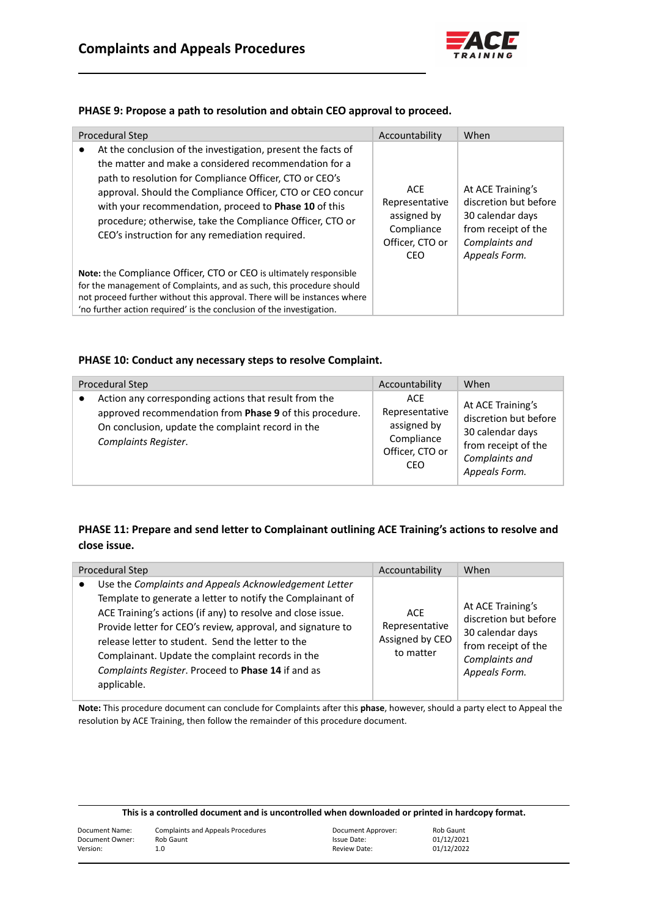### PHASE 9: Propose a path to resolution and obtain CEO approval to proceed.

| Procedural Step | Accountability | When |
|---|---|---|
| • At the conclusion of the investigation, present the facts of the matter and make a considered recommendation for a path to resolution for Compliance Officer, CTO or CEO's approval. Should the Compliance Officer, CTO or CEO concur with your recommendation, proceed to **Phase 10** of this procedure; otherwise, take the Compliance Officer, CTO or CEO's instruction for any remediation required.<br><br>**Note:** the Compliance Officer, CTO or CEO is ultimately responsible for the management of Complaints, and as such, this procedure should not proceed further without this approval. There will be instances where 'no further action required' is the conclusion of the investigation. | ACE Representative assigned by Compliance Officer, CTO or CEO | At ACE Training's discretion but before 30 calendar days from receipt of the *Complaints and Appeals Form.* |

### PHASE 10: Conduct any necessary steps to resolve Complaint.

| Procedural Step | Accountability | When |
|---|---|---|
| • Action any corresponding actions that result from the approved recommendation from **Phase 9** of this procedure. On conclusion, update the complaint record in the *Complaints Register*. | ACE Representative assigned by Compliance Officer, CTO or CEO | At ACE Training's discretion but before 30 calendar days from receipt of the *Complaints and Appeals Form.* |

### PHASE 11: Prepare and send letter to Complainant outlining ACE Training's actions to resolve and close issue.

| Procedural Step | Accountability | When |
|---|---|---|
| • Use the *Complaints and Appeals Acknowledgement Letter* Template to generate a letter to notify the Complainant of ACE Training's actions (if any) to resolve and close issue. Provide letter for CEO's review, approval, and signature to release letter to student. Send the letter to the Complainant. Update the complaint records in the *Complaints Register*. Proceed to **Phase 14** if and as applicable. | ACE Representative Assigned by CEO to matter | At ACE Training's discretion but before 30 calendar days from receipt of the *Complaints and Appeals Form.* |

**Note:** This procedure document can conclude for Complaints after this **phase**, however, should a party elect to Appeal the resolution by ACE Training, then follow the remainder of this procedure document.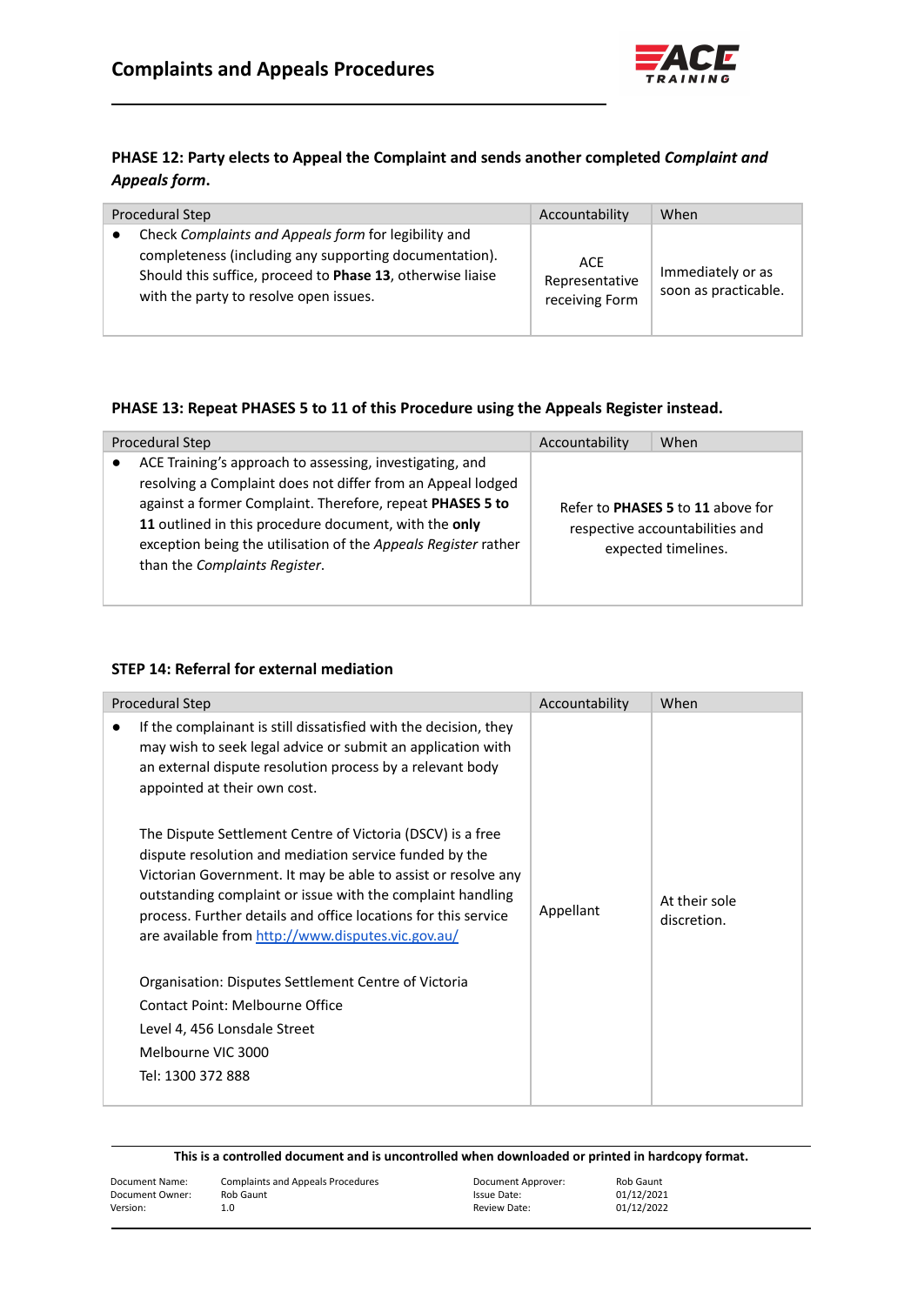### PHASE 12: Party elects to Appeal the Complaint and sends another completed *Complaint and Appeals form*.

| Procedural Step | Accountability | When |
|---|---|---|
| ● Check *Complaints and Appeals form* for legibility and completeness (including any supporting documentation). Should this suffice, proceed to **Phase 13**, otherwise liaise with the party to resolve open issues. | ACE Representative receiving Form | Immediately or as soon as practicable. |

### PHASE 13: Repeat PHASES 5 to 11 of this Procedure using the Appeals Register instead.

| Procedural Step | Accountability | When |
|---|---|---|
| ● ACE Training's approach to assessing, investigating, and resolving a Complaint does not differ from an Appeal lodged against a former Complaint. Therefore, repeat **PHASES 5 to 11** outlined in this procedure document, with the **only** exception being the utilisation of the *Appeals Register* rather than the *Complaints Register*. | Refer to **PHASES 5** to **11** above for respective accountabilities and expected timelines. | |

### STEP 14: Referral for external mediation

| Procedural Step | Accountability | When |
|---|---|---|
| ● If the complainant is still dissatisfied with the decision, they may wish to seek legal advice or submit an application with an external dispute resolution process by a relevant body appointed at their own cost.<br><br>The Dispute Settlement Centre of Victoria (DSCV) is a free dispute resolution and mediation service funded by the Victorian Government. It may be able to assist or resolve any outstanding complaint or issue with the complaint handling process. Further details and office locations for this service are available from [http://www.disputes.vic.gov.au/](http://www.disputes.vic.gov.au/)<br><br>Organisation: Disputes Settlement Centre of Victoria<br>Contact Point: Melbourne Office<br>Level 4, 456 Lonsdale Street<br>Melbourne VIC 3000<br>Tel: 1300 372 888 | Appellant | At their sole discretion. |

**This is a controlled document and is uncontrolled when downloaded or printed in hardcopy format.**

| | | | |
|---|---|---|---|
| Document Name: | Complaints and Appeals Procedures | Document Approver: | Rob Gaunt |
| Document Owner: | Rob Gaunt | Issue Date: | 01/12/2021 |
| Version: | 1.0 | Review Date: | 01/12/2022 |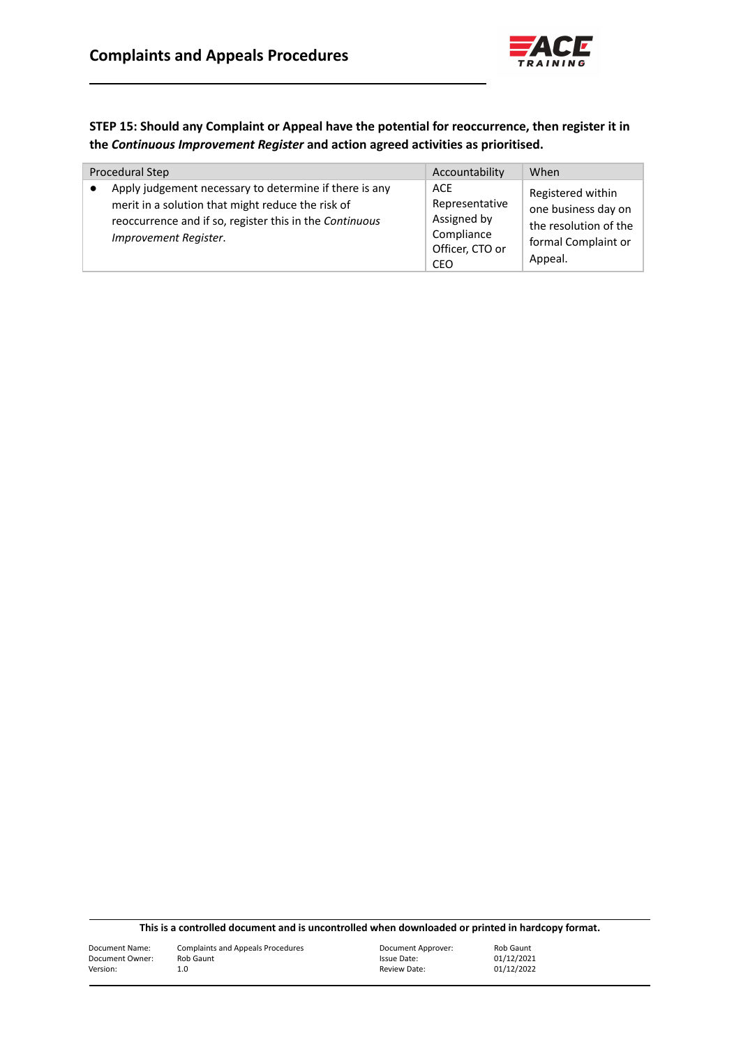**STEP 15: Should any Complaint or Appeal have the potential for reoccurrence, then register it in the *Continuous Improvement Register* and action agreed activities as prioritised.**

| Procedural Step | Accountability | When |
|---|---|---|
| • Apply judgement necessary to determine if there is any merit in a solution that might reduce the risk of reoccurrence and if so, register this in the *Continuous Improvement Register*. | ACE Representative Assigned by Compliance Officer, CTO or CEO | Registered within one business day on the resolution of the formal Complaint or Appeal. |

**This is a controlled document and is uncontrolled when downloaded or printed in hardcopy format.**

| | | | |
|---|---|---|---|
| Document Name: | Complaints and Appeals Procedures | Document Approver: | Rob Gaunt |
| Document Owner: | Rob Gaunt | Issue Date: | 01/12/2021 |
| Version: | 1.0 | Review Date: | 01/12/2022 |